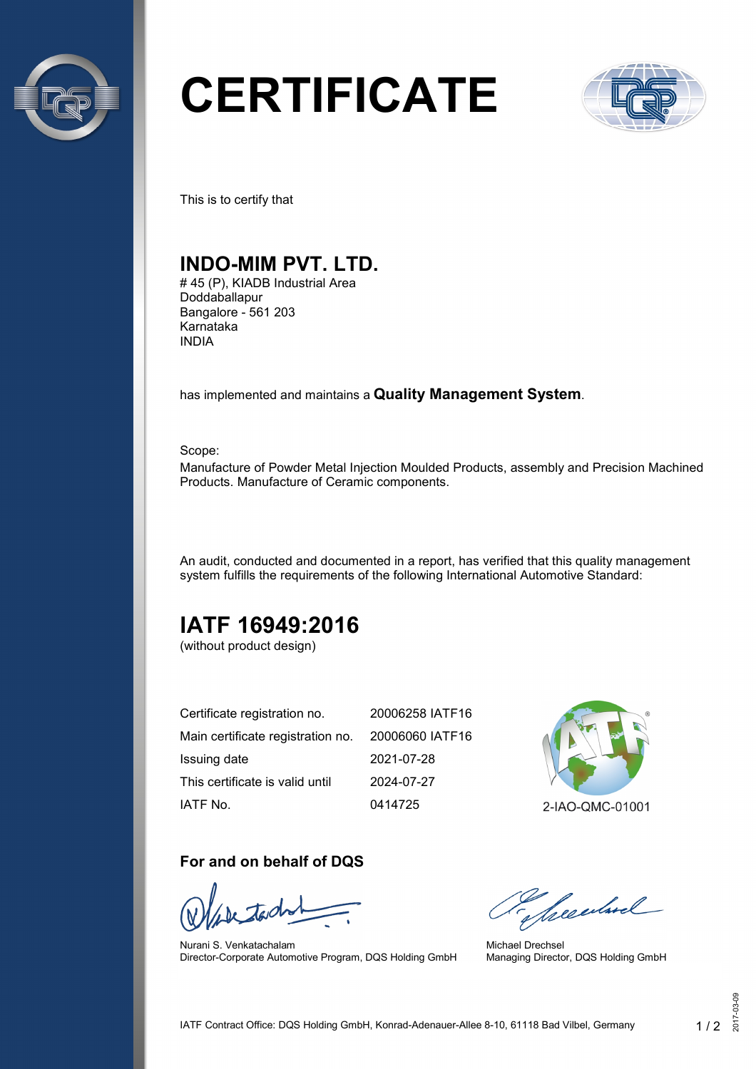# CERTIFICATE

This is to certify that

## INDO-MIM PVT. LTD.

# 45 (P), KIADB Industrial Area
Doddaballapur
Bangalore - 561 203
Karnataka
INDIA

has implemented and maintains a **Quality Management System**.

Scope:
Manufacture of Powder Metal Injection Moulded Products, assembly and Precision Machined Products. Manufacture of Ceramic components.

An audit, conducted and documented in a report, has verified that this quality management system fulfills the requirements of the following International Automotive Standard:

## IATF 16949:2016

(without product design)

| | |
|---|---|
| Certificate registration no. | 20006258 IATF16 |
| Main certificate registration no. | 20006060 IATF16 |
| Issuing date | 2021-07-28 |
| This certificate is valid until | 2024-07-27 |
| IATF No. | 0414725 |

2-IAO-QMC-01001

### For and on behalf of DQS

Nurani S. Venkatachalam
Director-Corporate Automotive Program, DQS Holding GmbH

Michael Drechsel
Managing Director, DQS Holding GmbH

IATF Contract Office: DQS Holding GmbH, Konrad-Adenauer-Allee 8-10, 61118 Bad Vilbel, Germany

2017-03-09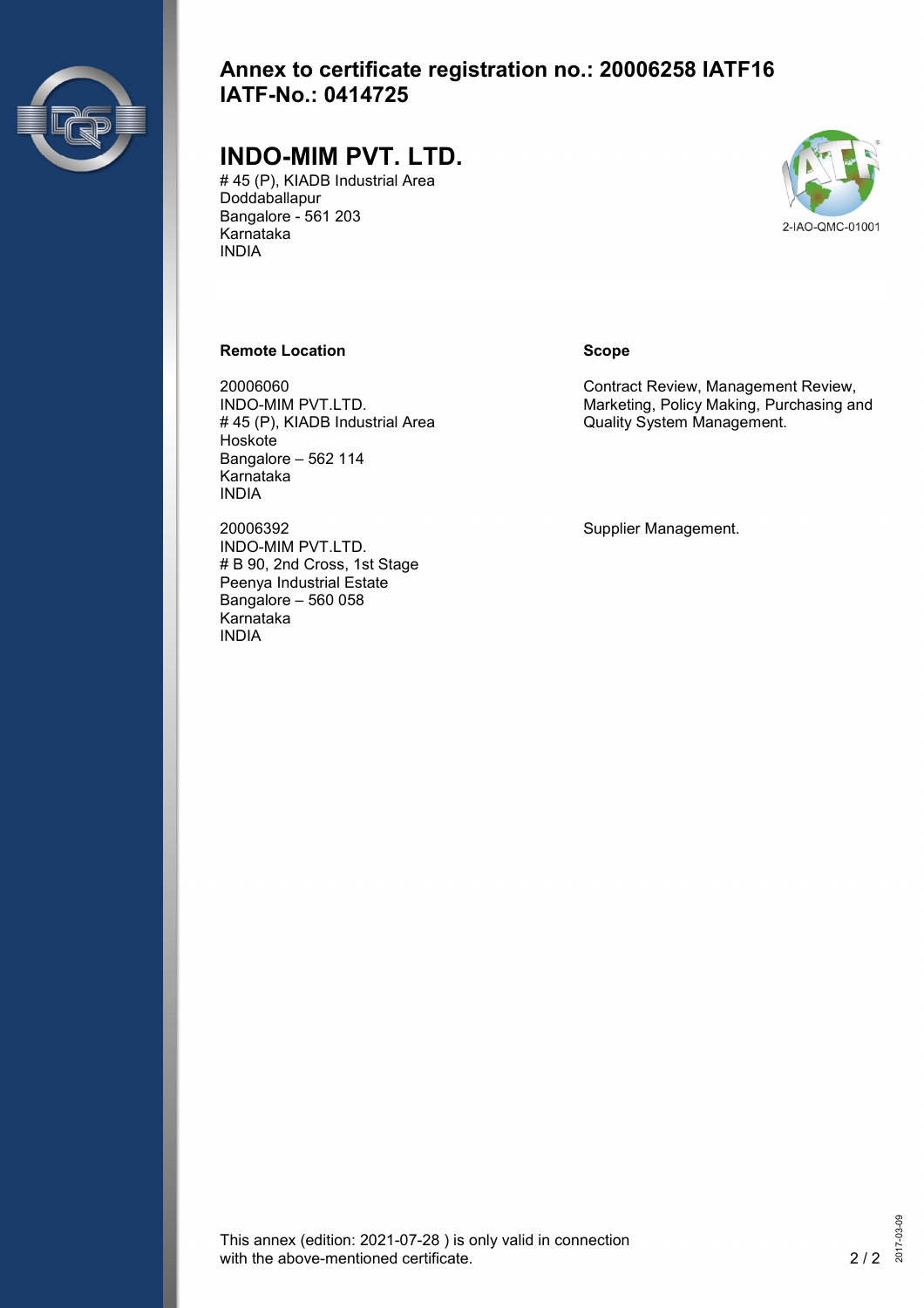# Annex to certificate registration no.: 20006258 IATF16
# IATF-No.: 0414725

## INDO-MIM PVT. LTD.

# 45 (P), KIADB Industrial Area
Doddaballapur
Bangalore - 561 203
Karnataka
INDIA

2-IAO-QMC-01001

| Remote Location | Scope |
| --- | --- |
| 20006060<br>INDO-MIM PVT.LTD.<br># 45 (P), KIADB Industrial Area<br>Hoskote<br>Bangalore – 562 114<br>Karnataka<br>INDIA | Contract Review, Management Review, Marketing, Policy Making, Purchasing and Quality System Management. |
| 20006392<br>INDO-MIM PVT.LTD.<br># B 90, 2nd Cross, 1st Stage<br>Peenya Industrial Estate<br>Bangalore – 560 058<br>Karnataka<br>INDIA | Supplier Management. |

This annex (edition: 2021-07-28 ) is only valid in connection with the above-mentioned certificate.

2017-03-09